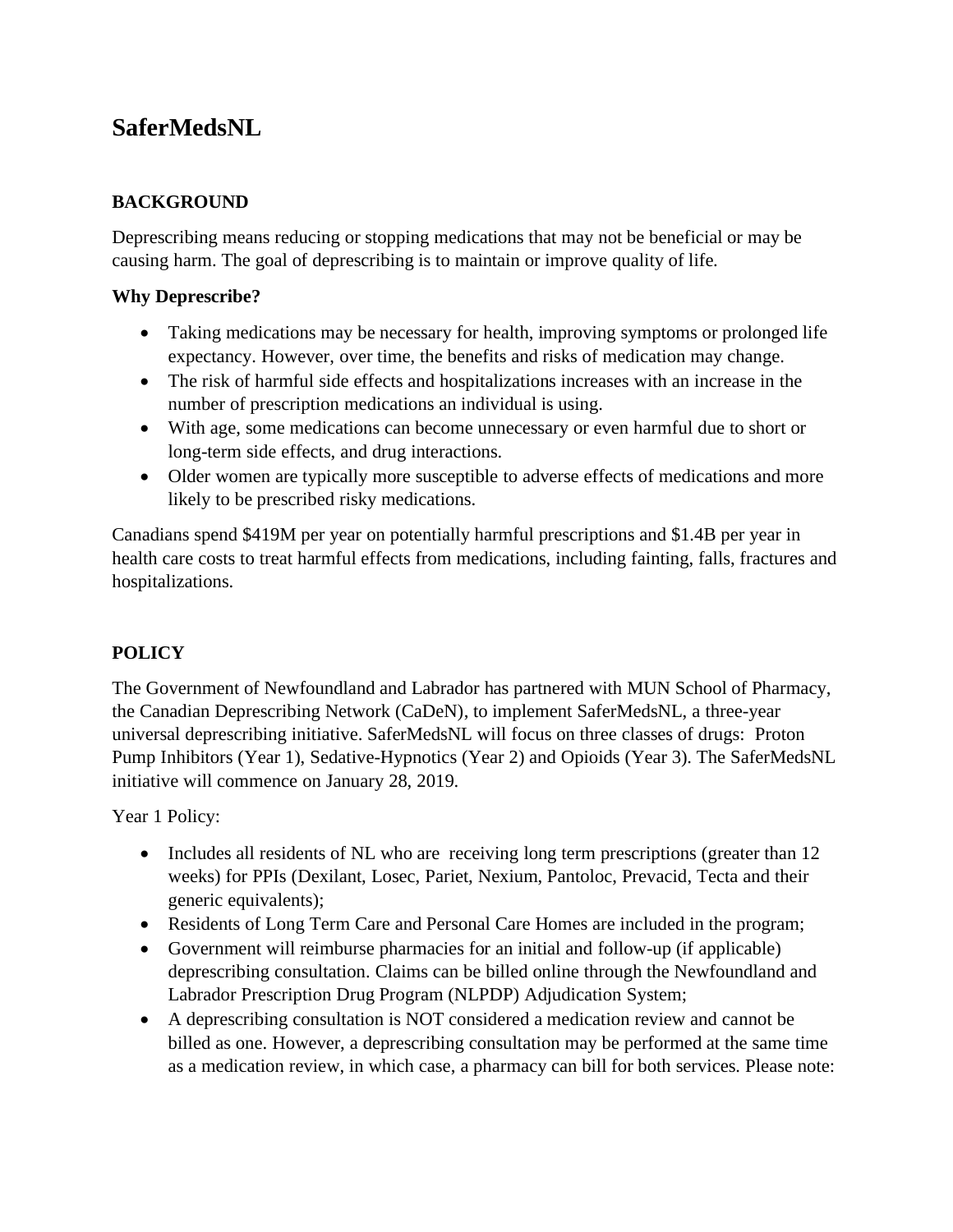# SaferMedsNL

## BACKGROUND

Deprescribing means reducing or stopping medications that may not be beneficial or may be causing harm. The goal of deprescribing is to maintain or improve quality of life.

### Why Deprescribe?

- Taking medications may be necessary for health, improving symptoms or prolonged life expectancy. However, over time, the benefits and risks of medication may change.
- The risk of harmful side effects and hospitalizations increases with an increase in the number of prescription medications an individual is using.
- With age, some medications can become unnecessary or even harmful due to short or long-term side effects, and drug interactions.
- Older women are typically more susceptible to adverse effects of medications and more likely to be prescribed risky medications.

Canadians spend $419M per year on potentially harmful prescriptions and $1.4B per year in health care costs to treat harmful effects from medications, including fainting, falls, fractures and hospitalizations.

## POLICY

The Government of Newfoundland and Labrador has partnered with MUN School of Pharmacy, the Canadian Deprescribing Network (CaDeN), to implement SaferMedsNL, a three-year universal deprescribing initiative. SaferMedsNL will focus on three classes of drugs: Proton Pump Inhibitors (Year 1), Sedative-Hypnotics (Year 2) and Opioids (Year 3). The SaferMedsNL initiative will commence on January 28, 2019.

Year 1 Policy:

- Includes all residents of NL who are receiving long term prescriptions (greater than 12 weeks) for PPIs (Dexilant, Losec, Pariet, Nexium, Pantoloc, Prevacid, Tecta and their generic equivalents);
- Residents of Long Term Care and Personal Care Homes are included in the program;
- Government will reimburse pharmacies for an initial and follow-up (if applicable) deprescribing consultation. Claims can be billed online through the Newfoundland and Labrador Prescription Drug Program (NLPDP) Adjudication System;
- A deprescribing consultation is NOT considered a medication review and cannot be billed as one. However, a deprescribing consultation may be performed at the same time as a medication review, in which case, a pharmacy can bill for both services. Please note: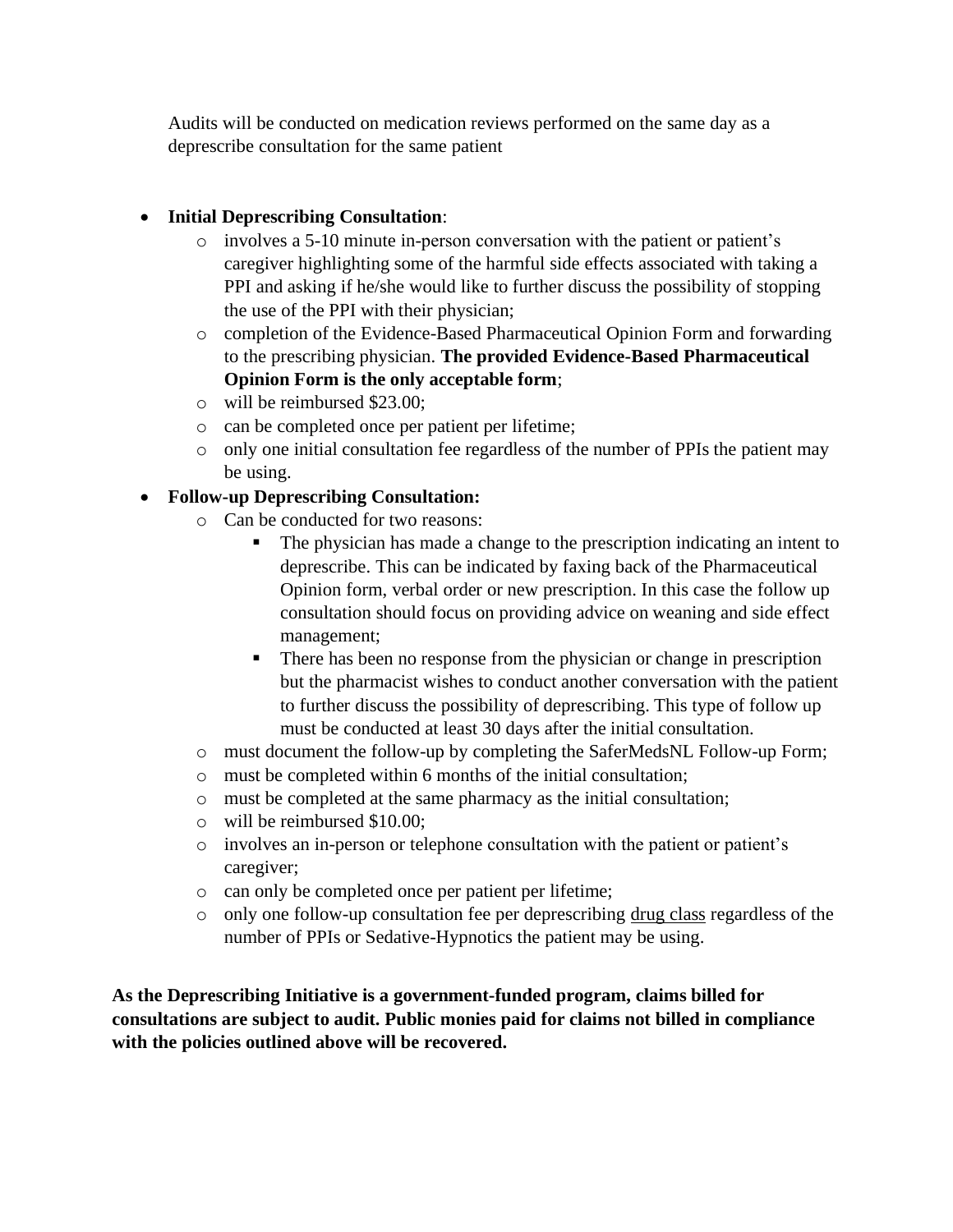Audits will be conducted on medication reviews performed on the same day as a deprescribe consultation for the same patient

- **Initial Deprescribing Consultation**:
  - involves a 5-10 minute in-person conversation with the patient or patient's caregiver highlighting some of the harmful side effects associated with taking a PPI and asking if he/she would like to further discuss the possibility of stopping the use of the PPI with their physician;
  - completion of the Evidence-Based Pharmaceutical Opinion Form and forwarding to the prescribing physician. **The provided Evidence-Based Pharmaceutical Opinion Form is the only acceptable form**;
  - will be reimbursed $23.00;
  - can be completed once per patient per lifetime;
  - only one initial consultation fee regardless of the number of PPIs the patient may be using.
- **Follow-up Deprescribing Consultation:**
  - Can be conducted for two reasons:
    - The physician has made a change to the prescription indicating an intent to deprescribe. This can be indicated by faxing back of the Pharmaceutical Opinion form, verbal order or new prescription. In this case the follow up consultation should focus on providing advice on weaning and side effect management;
    - There has been no response from the physician or change in prescription but the pharmacist wishes to conduct another conversation with the patient to further discuss the possibility of deprescribing. This type of follow up must be conducted at least 30 days after the initial consultation.
  - must document the follow-up by completing the SaferMedsNL Follow-up Form;
  - must be completed within 6 months of the initial consultation;
  - must be completed at the same pharmacy as the initial consultation;
  - will be reimbursed $10.00;
  - involves an in-person or telephone consultation with the patient or patient's caregiver;
  - can only be completed once per patient per lifetime;
  - only one follow-up consultation fee per deprescribing drug class regardless of the number of PPIs or Sedative-Hypnotics the patient may be using.

**As the Deprescribing Initiative is a government-funded program, claims billed for consultations are subject to audit. Public monies paid for claims not billed in compliance with the policies outlined above will be recovered.**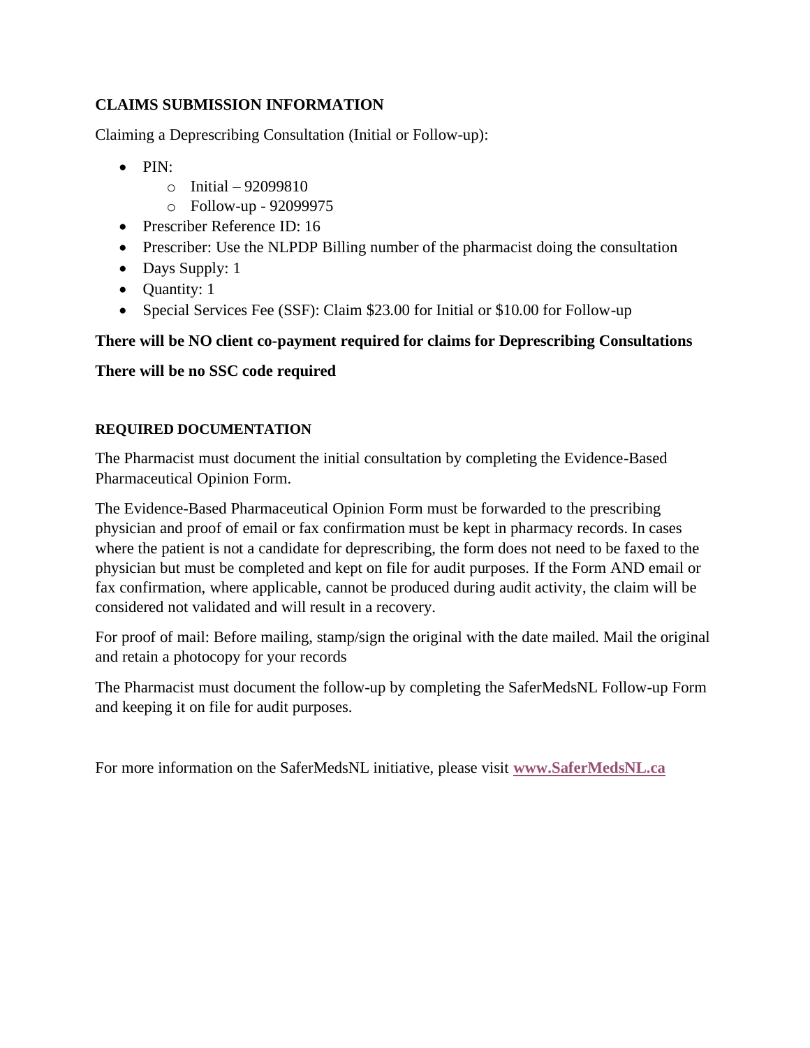## CLAIMS SUBMISSION INFORMATION

Claiming a Deprescribing Consultation (Initial or Follow-up):

- PIN:
  - Initial – 92099810
  - Follow-up - 92099975
- Prescriber Reference ID: 16
- Prescriber: Use the NLPDP Billing number of the pharmacist doing the consultation
- Days Supply: 1
- Quantity: 1
- Special Services Fee (SSF): Claim $23.00 for Initial or $10.00 for Follow-up

**There will be NO client co-payment required for claims for Deprescribing Consultations**

**There will be no SSC code required**

### REQUIRED DOCUMENTATION

The Pharmacist must document the initial consultation by completing the Evidence-Based Pharmaceutical Opinion Form.

The Evidence-Based Pharmaceutical Opinion Form must be forwarded to the prescribing physician and proof of email or fax confirmation must be kept in pharmacy records. In cases where the patient is not a candidate for deprescribing, the form does not need to be faxed to the physician but must be completed and kept on file for audit purposes. If the Form AND email or fax confirmation, where applicable, cannot be produced during audit activity, the claim will be considered not validated and will result in a recovery.

For proof of mail: Before mailing, stamp/sign the original with the date mailed. Mail the original and retain a photocopy for your records

The Pharmacist must document the follow-up by completing the SaferMedsNL Follow-up Form and keeping it on file for audit purposes.

For more information on the SaferMedsNL initiative, please visit **www.SaferMedsNL.ca**